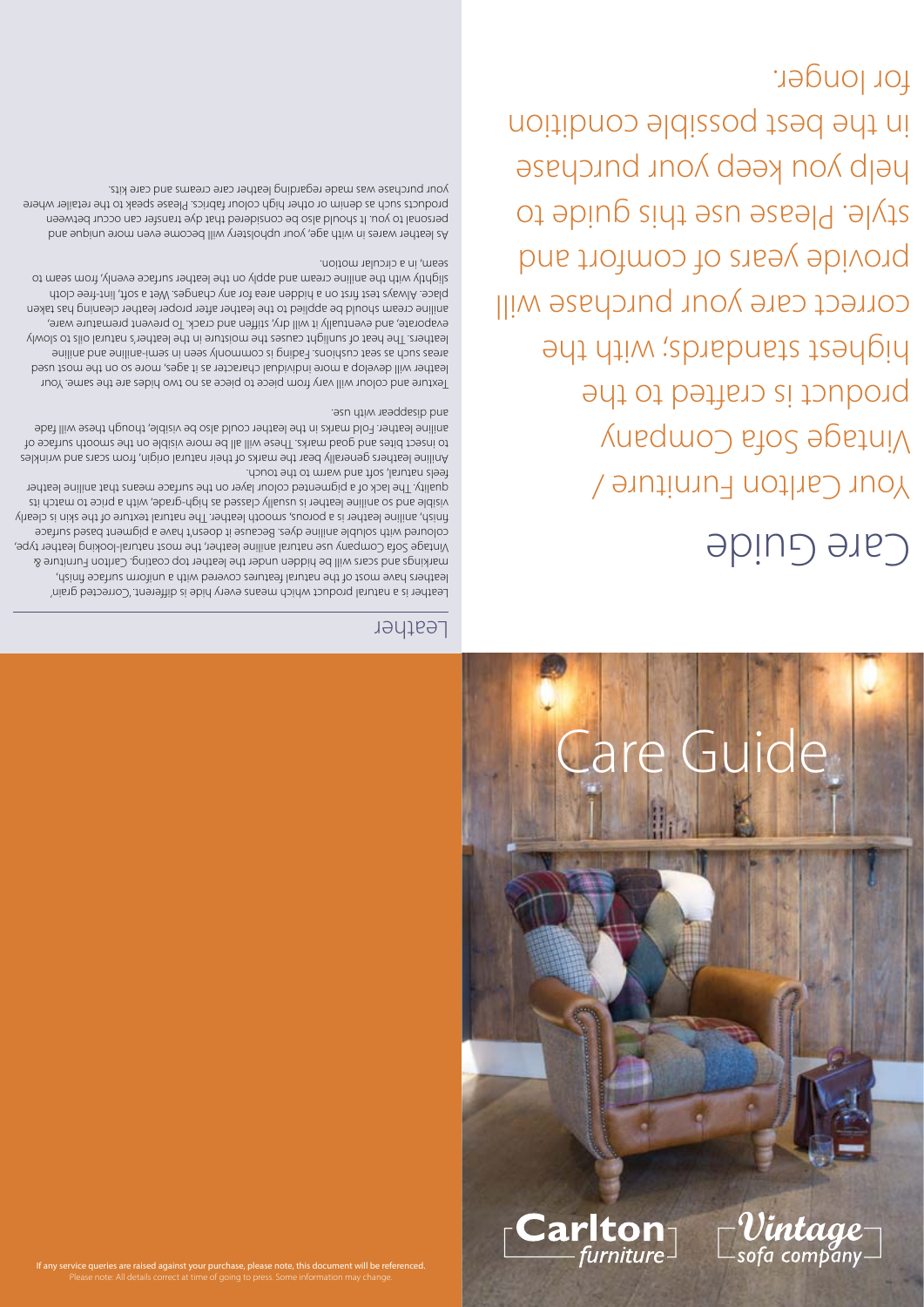# Care Guide

Your Carlton Furniture / Vintage Sofa Company product is crafted to the highest standards; with the correct care your purchase will provide years of comfort and style. Please use this guide to help you keep your purchase in the best possible condition for longer.

## Leather

Leather is a natural product which means every hide is different. 'Corrected grain' leathers have most of the natural features covered with a uniform surface finish, markings and scars will be hidden under the leather top coating. Carlton Furniture & Vintage Sofa Company use natural aniline leather, the most natural-looking leather type, coloured with soluble aniline dyes. Because it doesn't have a pigment based surface finish, aniline leather is a porous, smooth leather. The natural texture of the skin is clearly visible and so aniline leather is usually classed as high-grade, with a price to match its quality. The lack of a pigmented colour layer on the surface means that aniline leather feels natural, soft and warm to the touch.

Aniline leathers generally bear the marks of their natural origin, from scars and wrinkles to insect bites and goad marks. These will all be more visible on the smooth surface of aniline leather. Fold marks in the leather could also be visible, though these will fade and disappear with use.

Texture and colour will vary from piece to piece as no two hides are the same. Your leather will develop a more individual character as it ages, more so on the most used areas such as seat cushions. Fading is commonly seen in semi-aniline and aniline leathers. The heat of sunlight causes the moisture in the leather's natural oils to slowly evaporate, and eventually it will dry, stiffen and crack. To prevent premature ware, aniline cream should be applied to the leather after proper leather cleaning has taken place. Always test first on a hidden area for any changes. Wet a soft, lint-free cloth slightly with the aniline cream and apply on the leather surface evenly, from seam to seam, in a circular motion.

As leather wares in with age, your upholstery will become even more unique and personal to you. It should also be considered that dye transfer can occur between products such as denim or other high colour fabrics. Please speak to the retailer where your purchase was made regarding leather care creams and care kits.

Care Guide

Carlton furniture

Vintage sofa company

If any service queries are raised against your purchase, please note, this document will be referenced.
Please note: All details correct at time of going to press. Some information may change.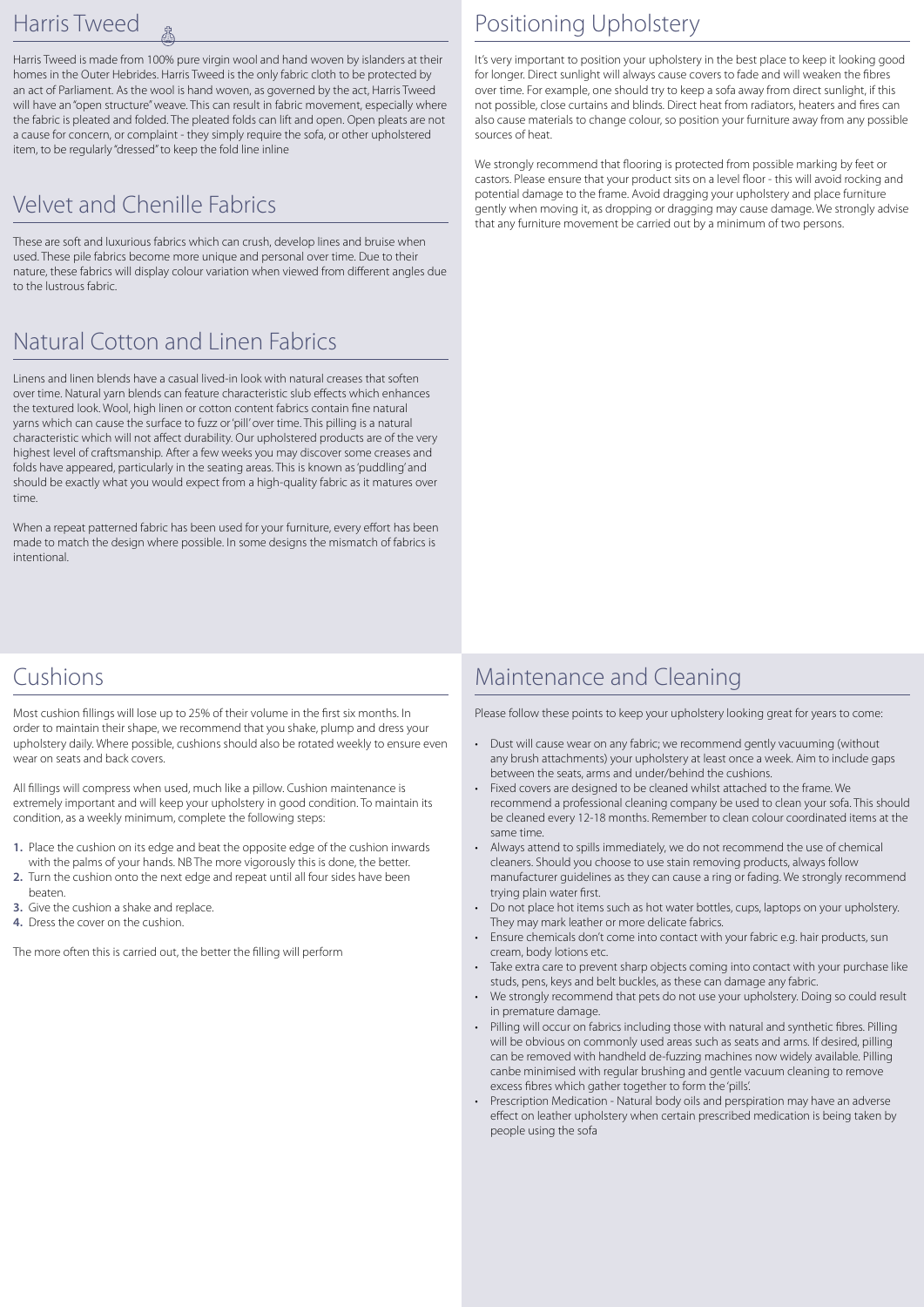## Harris Tweed

Harris Tweed is made from 100% pure virgin wool and hand woven by islanders at their homes in the Outer Hebrides. Harris Tweed is the only fabric cloth to be protected by an act of Parliament. As the wool is hand woven, as governed by the act, Harris Tweed will have an "open structure" weave. This can result in fabric movement, especially where the fabric is pleated and folded. The pleated folds can lift and open. Open pleats are not a cause for concern, or complaint - they simply require the sofa, or other upholstered item, to be regularly "dressed" to keep the fold line inline

## Velvet and Chenille Fabrics

These are soft and luxurious fabrics which can crush, develop lines and bruise when used. These pile fabrics become more unique and personal over time. Due to their nature, these fabrics will display colour variation when viewed from different angles due to the lustrous fabric.

## Natural Cotton and Linen Fabrics

Linens and linen blends have a casual lived-in look with natural creases that soften over time. Natural yarn blends can feature characteristic slub effects which enhances the textured look. Wool, high linen or cotton content fabrics contain fine natural yarns which can cause the surface to fuzz or 'pill' over time. This pilling is a natural characteristic which will not affect durability. Our upholstered products are of the very highest level of craftsmanship. After a few weeks you may discover some creases and folds have appeared, particularly in the seating areas. This is known as 'puddling' and should be exactly what you would expect from a high-quality fabric as it matures over time.

When a repeat patterned fabric has been used for your furniture, every effort has been made to match the design where possible. In some designs the mismatch of fabrics is intentional.

## Positioning Upholstery

It's very important to position your upholstery in the best place to keep it looking good for longer. Direct sunlight will always cause covers to fade and will weaken the fibres over time. For example, one should try to keep a sofa away from direct sunlight, if this not possible, close curtains and blinds. Direct heat from radiators, heaters and fires can also cause materials to change colour, so position your furniture away from any possible sources of heat.

We strongly recommend that flooring is protected from possible marking by feet or castors. Please ensure that your product sits on a level floor - this will avoid rocking and potential damage to the frame. Avoid dragging your upholstery and place furniture gently when moving it, as dropping or dragging may cause damage. We strongly advise that any furniture movement be carried out by a minimum of two persons.

## Cushions

Most cushion fillings will lose up to 25% of their volume in the first six months. In order to maintain their shape, we recommend that you shake, plump and dress your upholstery daily. Where possible, cushions should also be rotated weekly to ensure even wear on seats and back covers.

All fillings will compress when used, much like a pillow. Cushion maintenance is extremely important and will keep your upholstery in good condition. To maintain its condition, as a weekly minimum, complete the following steps:

1. Place the cushion on its edge and beat the opposite edge of the cushion inwards with the palms of your hands. NB The more vigorously this is done, the better.
2. Turn the cushion onto the next edge and repeat until all four sides have been beaten.
3. Give the cushion a shake and replace.
4. Dress the cover on the cushion.

The more often this is carried out, the better the filling will perform

## Maintenance and Cleaning

Please follow these points to keep your upholstery looking great for years to come:

- Dust will cause wear on any fabric; we recommend gently vacuuming (without any brush attachments) your upholstery at least once a week. Aim to include gaps between the seats, arms and under/behind the cushions.
- Fixed covers are designed to be cleaned whilst attached to the frame. We recommend a professional cleaning company be used to clean your sofa. This should be cleaned every 12-18 months. Remember to clean colour coordinated items at the same time.
- Always attend to spills immediately, we do not recommend the use of chemical cleaners. Should you choose to use stain removing products, always follow manufacturer guidelines as they can cause a ring or fading. We strongly recommend trying plain water first.
- Do not place hot items such as hot water bottles, cups, laptops on your upholstery. They may mark leather or more delicate fabrics.
- Ensure chemicals don't come into contact with your fabric e.g. hair products, sun cream, body lotions etc.
- Take extra care to prevent sharp objects coming into contact with your purchase like studs, pens, keys and belt buckles, as these can damage any fabric.
- We strongly recommend that pets do not use your upholstery. Doing so could result in premature damage.
- Pilling will occur on fabrics including those with natural and synthetic fibres. Pilling will be obvious on commonly used areas such as seats and arms. If desired, pilling can be removed with handheld de-fuzzing machines now widely available. Pilling canbe minimised with regular brushing and gentle vacuum cleaning to remove excess fibres which gather together to form the 'pills'.
- Prescription Medication - Natural body oils and perspiration may have an adverse effect on leather upholstery when certain prescribed medication is being taken by people using the sofa